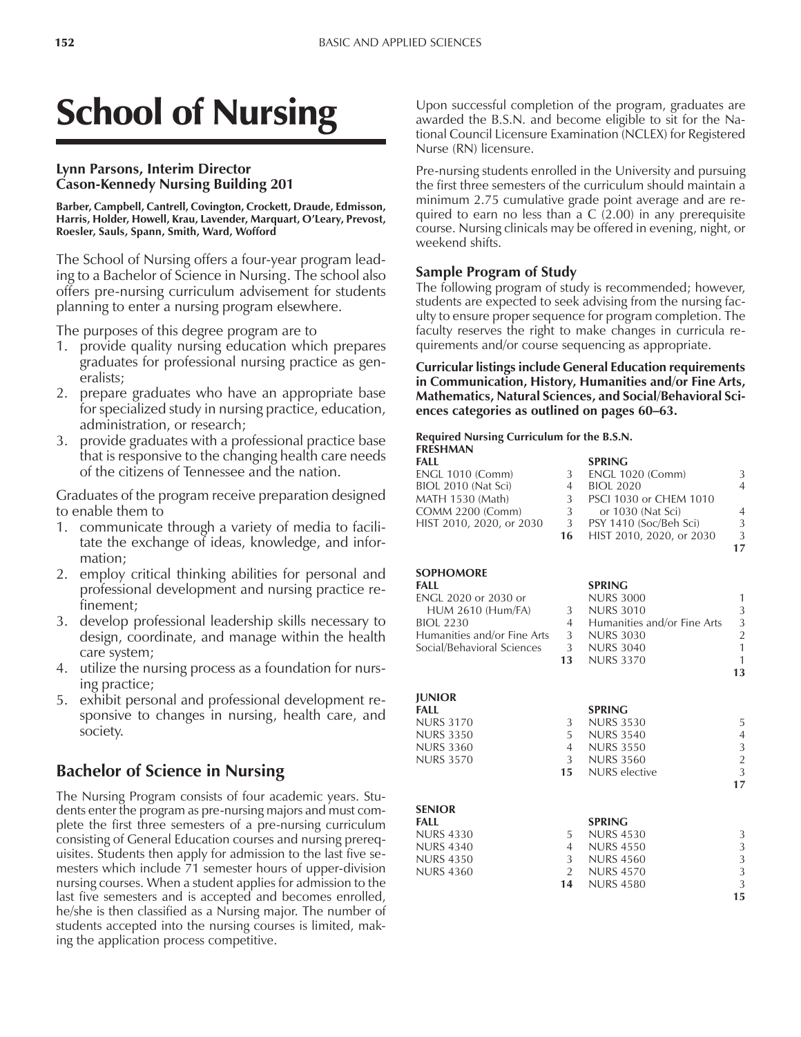// School of Nursing

**Lynn Parsons, Interim Director**
**Cason-Kennedy Nursing Building 201**

**Barber, Campbell, Cantrell, Covington, Crockett, Draude, Edmisson, Harris, Holder, Howell, Krau, Lavender, Marquart, O'Leary, Prevost, Roesler, Sauls, Spann, Smith, Ward, Wofford**

The School of Nursing offers a four-year program leading to a Bachelor of Science in Nursing. The school also offers pre-nursing curriculum advisement for students planning to enter a nursing program elsewhere.

The purposes of this degree program are to

1. provide quality nursing education which prepares graduates for professional nursing practice as generalists;
2. prepare graduates who have an appropriate base for specialized study in nursing practice, education, administration, or research;
3. provide graduates with a professional practice base that is responsive to the changing health care needs of the citizens of Tennessee and the nation.

Graduates of the program receive preparation designed to enable them to

1. communicate through a variety of media to facilitate the exchange of ideas, knowledge, and information;
2. employ critical thinking abilities for personal and professional development and nursing practice refinement;
3. develop professional leadership skills necessary to design, coordinate, and manage within the health care system;
4. utilize the nursing process as a foundation for nursing practice;
5. exhibit personal and professional development responsive to changes in nursing, health care, and society.

## Bachelor of Science in Nursing

The Nursing Program consists of four academic years. Students enter the program as pre-nursing majors and must complete the first three semesters of a pre-nursing curriculum consisting of General Education courses and nursing prerequisites. Students then apply for admission to the last five semesters which include 71 semester hours of upper-division nursing courses. When a student applies for admission to the last five semesters and is accepted and becomes enrolled, he/she is then classified as a Nursing major. The number of students accepted into the nursing courses is limited, making the application process competitive.

Upon successful completion of the program, graduates are awarded the B.S.N. and become eligible to sit for the National Council Licensure Examination (NCLEX) for Registered Nurse (RN) licensure.

Pre-nursing students enrolled in the University and pursuing the first three semesters of the curriculum should maintain a minimum 2.75 cumulative grade point average and are required to earn no less than a C (2.00) in any prerequisite course. Nursing clinicals may be offered in evening, night, or weekend shifts.

### Sample Program of Study

The following program of study is recommended; however, students are expected to seek advising from the nursing faculty to ensure proper sequence for program completion. The faculty reserves the right to make changes in curricula requirements and/or course sequencing as appropriate.

**Curricular listings include General Education requirements in Communication, History, Humanities and/or Fine Arts, Mathematics, Natural Sciences, and Social/Behavioral Sciences categories as outlined on pages 60–63.**

**Required Nursing Curriculum for the B.S.N.**

**FRESHMAN**

| FALL | | SPRING | |
|---|---|---|---|
| ENGL 1010 (Comm) | 3 | ENGL 1020 (Comm) | 3 |
| BIOL 2010 (Nat Sci) | 4 | BIOL 2020 | 4 |
| MATH 1530 (Math) | 3 | PSCI 1030 or CHEM 1010 or 1030 (Nat Sci) | 4 |
| COMM 2200 (Comm) | 3 | PSY 1410 (Soc/Beh Sci) | 3 |
| HIST 2010, 2020, or 2030 | 3 | HIST 2010, 2020, or 2030 | 3 |
| | **16** | | **17** |

**SOPHOMORE**

| FALL | | SPRING | |
|---|---|---|---|
| ENGL 2020 or 2030 or HUM 2610 (Hum/FA) | 3 | NURS 3000 | 1 |
| BIOL 2230 | 4 | NURS 3010 | 3 |
| Humanities and/or Fine Arts | 3 | Humanities and/or Fine Arts | 3 |
| Social/Behavioral Sciences | 3 | NURS 3030 | 2 |
| | **13** | NURS 3040 | 1 |
| | | NURS 3370 | 1 |
| | | | **13** |

**JUNIOR**

| FALL | | SPRING | |
|---|---|---|---|
| NURS 3170 | 3 | NURS 3530 | 5 |
| NURS 3350 | 5 | NURS 3540 | 4 |
| NURS 3360 | 4 | NURS 3550 | 3 |
| NURS 3570 | 3 | NURS 3560 | 2 |
| | **15** | NURS elective | 3 |
| | | | **17** |

**SENIOR**

| FALL | | SPRING | |
|---|---|---|---|
| NURS 4330 | 5 | NURS 4530 | 3 |
| NURS 4340 | 4 | NURS 4550 | 3 |
| NURS 4350 | 3 | NURS 4560 | 3 |
| NURS 4360 | 2 | NURS 4570 | 3 |
| | **14** | NURS 4580 | 3 |
| | | | **15** |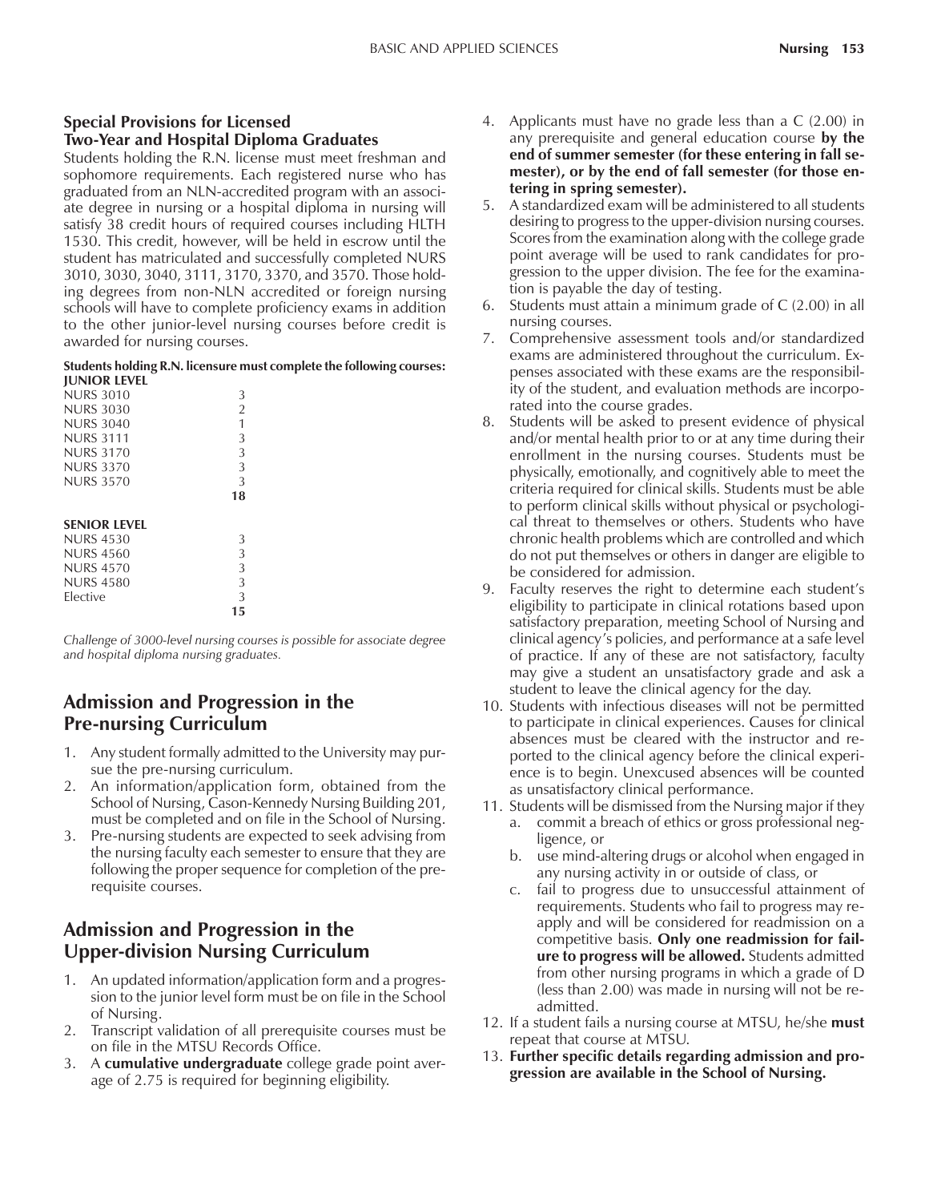### Special Provisions for Licensed Two-Year and Hospital Diploma Graduates

Students holding the R.N. license must meet freshman and sophomore requirements. Each registered nurse who has graduated from an NLN-accredited program with an associate degree in nursing or a hospital diploma in nursing will satisfy 38 credit hours of required courses including HLTH 1530. This credit, however, will be held in escrow until the student has matriculated and successfully completed NURS 3010, 3030, 3040, 3111, 3170, 3370, and 3570. Those holding degrees from non-NLN accredited or foreign nursing schools will have to complete proficiency exams in addition to the other junior-level nursing courses before credit is awarded for nursing courses.

**Students holding R.N. licensure must complete the following courses:**

| **JUNIOR LEVEL** | |
|---|---|
| NURS 3010 | 3 |
| NURS 3030 | 2 |
| NURS 3040 | 1 |
| NURS 3111 | 3 |
| NURS 3170 | 3 |
| NURS 3370 | 3 |
| NURS 3570 | 3 |
| | **18** |

| **SENIOR LEVEL** | |
|---|---|
| NURS 4530 | 3 |
| NURS 4560 | 3 |
| NURS 4570 | 3 |
| NURS 4580 | 3 |
| Elective | 3 |
| | **15** |

*Challenge of 3000-level nursing courses is possible for associate degree and hospital diploma nursing graduates.*

## Admission and Progression in the Pre-nursing Curriculum

1. Any student formally admitted to the University may pursue the pre-nursing curriculum.
2. An information/application form, obtained from the School of Nursing, Cason-Kennedy Nursing Building 201, must be completed and on file in the School of Nursing.
3. Pre-nursing students are expected to seek advising from the nursing faculty each semester to ensure that they are following the proper sequence for completion of the prerequisite courses.

## Admission and Progression in the Upper-division Nursing Curriculum

1. An updated information/application form and a progression to the junior level form must be on file in the School of Nursing.
2. Transcript validation of all prerequisite courses must be on file in the MTSU Records Office.
3. A **cumulative undergraduate** college grade point average of 2.75 is required for beginning eligibility.
4. Applicants must have no grade less than a C (2.00) in any prerequisite and general education course **by the end of summer semester (for these entering in fall semester), or by the end of fall semester (for those entering in spring semester).**
5. A standardized exam will be administered to all students desiring to progress to the upper-division nursing courses. Scores from the examination along with the college grade point average will be used to rank candidates for progression to the upper division. The fee for the examination is payable the day of testing.
6. Students must attain a minimum grade of C (2.00) in all nursing courses.
7. Comprehensive assessment tools and/or standardized exams are administered throughout the curriculum. Expenses associated with these exams are the responsibility of the student, and evaluation methods are incorporated into the course grades.
8. Students will be asked to present evidence of physical and/or mental health prior to or at any time during their enrollment in the nursing courses. Students must be physically, emotionally, and cognitively able to meet the criteria required for clinical skills. Students must be able to perform clinical skills without physical or psychological threat to themselves or others. Students who have chronic health problems which are controlled and which do not put themselves or others in danger are eligible to be considered for admission.
9. Faculty reserves the right to determine each student's eligibility to participate in clinical rotations based upon satisfactory preparation, meeting School of Nursing and clinical agency's policies, and performance at a safe level of practice. If any of these are not satisfactory, faculty may give a student an unsatisfactory grade and ask a student to leave the clinical agency for the day.
10. Students with infectious diseases will not be permitted to participate in clinical experiences. Causes for clinical absences must be cleared with the instructor and reported to the clinical agency before the clinical experience is to begin. Unexcused absences will be counted as unsatisfactory clinical performance.
11. Students will be dismissed from the Nursing major if they
    a. commit a breach of ethics or gross professional negligence, or
    b. use mind-altering drugs or alcohol when engaged in any nursing activity in or outside of class, or
    c. fail to progress due to unsuccessful attainment of requirements. Students who fail to progress may reapply and will be considered for readmission on a competitive basis. **Only one readmission for failure to progress will be allowed.** Students admitted from other nursing programs in which a grade of D (less than 2.00) was made in nursing will not be readmitted.
12. If a student fails a nursing course at MTSU, he/she **must** repeat that course at MTSU.
13. **Further specific details regarding admission and progression are available in the School of Nursing.**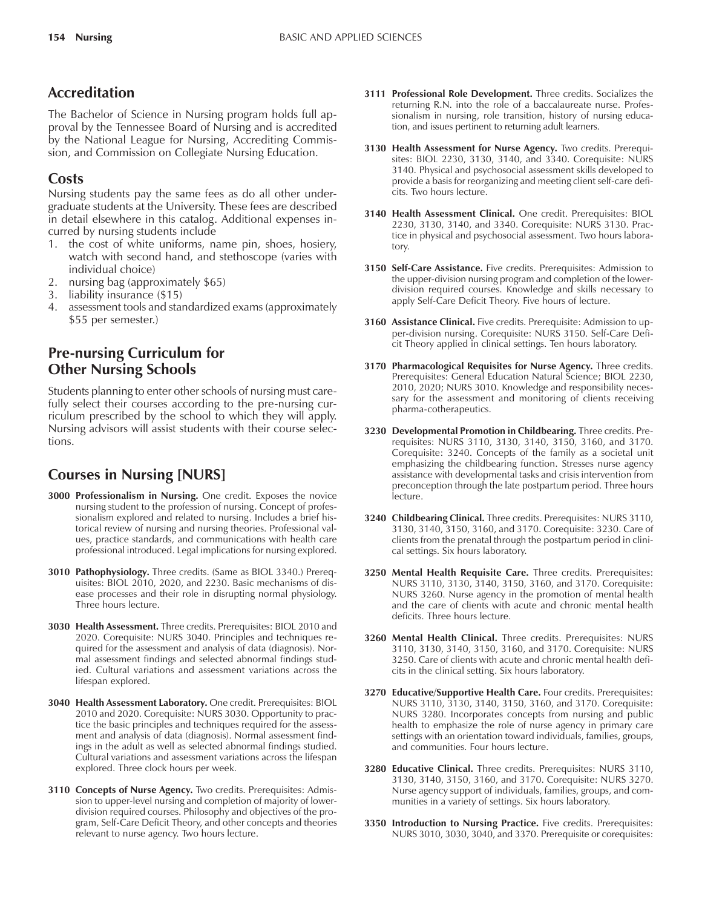## Accreditation

The Bachelor of Science in Nursing program holds full approval by the Tennessee Board of Nursing and is accredited by the National League for Nursing, Accrediting Commission, and Commission on Collegiate Nursing Education.

## Costs

Nursing students pay the same fees as do all other undergraduate students at the University. These fees are described in detail elsewhere in this catalog. Additional expenses incurred by nursing students include

1. the cost of white uniforms, name pin, shoes, hosiery, watch with second hand, and stethoscope (varies with individual choice)
2. nursing bag (approximately $65)
3. liability insurance ($15)
4. assessment tools and standardized exams (approximately $55 per semester.)

## Pre-nursing Curriculum for Other Nursing Schools

Students planning to enter other schools of nursing must carefully select their courses according to the pre-nursing curriculum prescribed by the school to which they will apply. Nursing advisors will assist students with their course selections.

## Courses in Nursing [NURS]

**3000 Professionalism in Nursing.** One credit. Exposes the novice nursing student to the profession of nursing. Concept of professionalism explored and related to nursing. Includes a brief historical review of nursing and nursing theories. Professional values, practice standards, and communications with health care professional introduced. Legal implications for nursing explored.

**3010 Pathophysiology.** Three credits. (Same as BIOL 3340.) Prerequisites: BIOL 2010, 2020, and 2230. Basic mechanisms of disease processes and their role in disrupting normal physiology. Three hours lecture.

**3030 Health Assessment.** Three credits. Prerequisites: BIOL 2010 and 2020. Corequisite: NURS 3040. Principles and techniques required for the assessment and analysis of data (diagnosis). Normal assessment findings and selected abnormal findings studied. Cultural variations and assessment variations across the lifespan explored.

**3040 Health Assessment Laboratory.** One credit. Prerequisites: BIOL 2010 and 2020. Corequisite: NURS 3030. Opportunity to practice the basic principles and techniques required for the assessment and analysis of data (diagnosis). Normal assessment findings in the adult as well as selected abnormal findings studied. Cultural variations and assessment variations across the lifespan explored. Three clock hours per week.

**3110 Concepts of Nurse Agency.** Two credits. Prerequisites: Admission to upper-level nursing and completion of majority of lower-division required courses. Philosophy and objectives of the program, Self-Care Deficit Theory, and other concepts and theories relevant to nurse agency. Two hours lecture.

**3111 Professional Role Development.** Three credits. Socializes the returning R.N. into the role of a baccalaureate nurse. Professionalism in nursing, role transition, history of nursing education, and issues pertinent to returning adult learners.

**3130 Health Assessment for Nurse Agency.** Two credits. Prerequisites: BIOL 2230, 3130, 3140, and 3340. Corequisite: NURS 3140. Physical and psychosocial assessment skills developed to provide a basis for reorganizing and meeting client self-care deficits. Two hours lecture.

**3140 Health Assessment Clinical.** One credit. Prerequisites: BIOL 2230, 3130, 3140, and 3340. Corequisite: NURS 3130. Practice in physical and psychosocial assessment. Two hours laboratory.

**3150 Self-Care Assistance.** Five credits. Prerequisites: Admission to the upper-division nursing program and completion of the lower-division required courses. Knowledge and skills necessary to apply Self-Care Deficit Theory. Five hours of lecture.

**3160 Assistance Clinical.** Five credits. Prerequisite: Admission to upper-division nursing. Corequisite: NURS 3150. Self-Care Deficit Theory applied in clinical settings. Ten hours laboratory.

**3170 Pharmacological Requisites for Nurse Agency.** Three credits. Prerequisites: General Education Natural Science; BIOL 2230, 2010, 2020; NURS 3010. Knowledge and responsibility necessary for the assessment and monitoring of clients receiving pharma-cotherapeutics.

**3230 Developmental Promotion in Childbearing.** Three credits. Prerequisites: NURS 3110, 3130, 3140, 3150, 3160, and 3170. Corequisite: 3240. Concepts of the family as a societal unit emphasizing the childbearing function. Stresses nurse agency assistance with developmental tasks and crisis intervention from preconception through the late postpartum period. Three hours lecture.

**3240 Childbearing Clinical.** Three credits. Prerequisites: NURS 3110, 3130, 3140, 3150, 3160, and 3170. Corequisite: 3230. Care of clients from the prenatal through the postpartum period in clinical settings. Six hours laboratory.

**3250 Mental Health Requisite Care.** Three credits. Prerequisites: NURS 3110, 3130, 3140, 3150, 3160, and 3170. Corequisite: NURS 3260. Nurse agency in the promotion of mental health and the care of clients with acute and chronic mental health deficits. Three hours lecture.

**3260 Mental Health Clinical.** Three credits. Prerequisites: NURS 3110, 3130, 3140, 3150, 3160, and 3170. Corequisite: NURS 3250. Care of clients with acute and chronic mental health deficits in the clinical setting. Six hours laboratory.

**3270 Educative/Supportive Health Care.** Four credits. Prerequisites: NURS 3110, 3130, 3140, 3150, 3160, and 3170. Corequisite: NURS 3280. Incorporates concepts from nursing and public health to emphasize the role of nurse agency in primary care settings with an orientation toward individuals, families, groups, and communities. Four hours lecture.

**3280 Educative Clinical.** Three credits. Prerequisites: NURS 3110, 3130, 3140, 3150, 3160, and 3170. Corequisite: NURS 3270. Nurse agency support of individuals, families, groups, and communities in a variety of settings. Six hours laboratory.

**3350 Introduction to Nursing Practice.** Five credits. Prerequisites: NURS 3010, 3030, 3040, and 3370. Prerequisite or corequisites: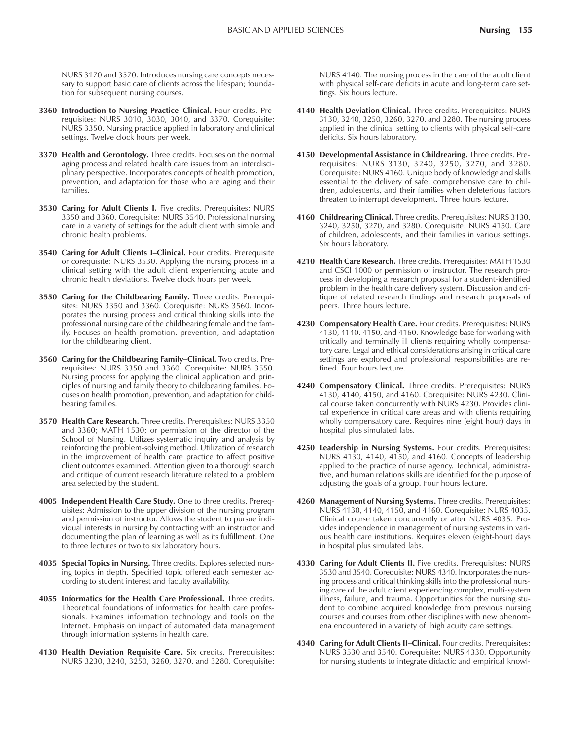NURS 3170 and 3570. Introduces nursing care concepts necessary to support basic care of clients across the lifespan; foundation for subsequent nursing courses.

**3360 Introduction to Nursing Practice–Clinical.** Four credits. Prerequisites: NURS 3010, 3030, 3040, and 3370. Corequisite: NURS 3350. Nursing practice applied in laboratory and clinical settings. Twelve clock hours per week.

**3370 Health and Gerontology.** Three credits. Focuses on the normal aging process and related health care issues from an interdisciplinary perspective. Incorporates concepts of health promotion, prevention, and adaptation for those who are aging and their families.

**3530 Caring for Adult Clients I.** Five credits. Prerequisites: NURS 3350 and 3360. Corequisite: NURS 3540. Professional nursing care in a variety of settings for the adult client with simple and chronic health problems.

**3540 Caring for Adult Clients I–Clinical.** Four credits. Prerequisite or corequisite: NURS 3530. Applying the nursing process in a clinical setting with the adult client experiencing acute and chronic health deviations. Twelve clock hours per week.

**3550 Caring for the Childbearing Family.** Three credits. Prerequisites: NURS 3350 and 3360. Corequisite: NURS 3560. Incorporates the nursing process and critical thinking skills into the professional nursing care of the childbearing female and the family. Focuses on health promotion, prevention, and adaptation for the childbearing client.

**3560 Caring for the Childbearing Family–Clinical.** Two credits. Prerequisites: NURS 3350 and 3360. Corequisite: NURS 3550. Nursing process for applying the clinical application and principles of nursing and family theory to childbearing families. Focuses on health promotion, prevention, and adaptation for childbearing families.

**3570 Health Care Research.** Three credits. Prerequisites: NURS 3350 and 3360; MATH 1530; or permission of the director of the School of Nursing. Utilizes systematic inquiry and analysis by reinforcing the problem-solving method. Utilization of research in the improvement of health care practice to affect positive client outcomes examined. Attention given to a thorough search and critique of current research literature related to a problem area selected by the student.

**4005 Independent Health Care Study.** One to three credits. Prerequisites: Admission to the upper division of the nursing program and permission of instructor. Allows the student to pursue individual interests in nursing by contracting with an instructor and documenting the plan of learning as well as its fulfillment. One to three lectures or two to six laboratory hours.

**4035 Special Topics in Nursing.** Three credits. Explores selected nursing topics in depth. Specified topic offered each semester according to student interest and faculty availability.

**4055 Informatics for the Health Care Professional.** Three credits. Theoretical foundations of informatics for health care professionals. Examines information technology and tools on the Internet. Emphasis on impact of automated data management through information systems in health care.

**4130 Health Deviation Requisite Care.** Six credits. Prerequisites: NURS 3230, 3240, 3250, 3260, 3270, and 3280. Corequisite: NURS 4140. The nursing process in the care of the adult client with physical self-care deficits in acute and long-term care settings. Six hours lecture.

**4140 Health Deviation Clinical.** Three credits. Prerequisites: NURS 3130, 3240, 3250, 3260, 3270, and 3280. The nursing process applied in the clinical setting to clients with physical self-care deficits. Six hours laboratory.

**4150 Developmental Assistance in Childrearing.** Three credits. Prerequisites: NURS 3130, 3240, 3250, 3270, and 3280. Corequisite: NURS 4160. Unique body of knowledge and skills essential to the delivery of safe, comprehensive care to children, adolescents, and their families when deleterious factors threaten to interrupt development. Three hours lecture.

**4160 Childrearing Clinical.** Three credits. Prerequisites: NURS 3130, 3240, 3250, 3270, and 3280. Corequisite: NURS 4150. Care of children, adolescents, and their families in various settings. Six hours laboratory.

**4210 Health Care Research.** Three credits. Prerequisites: MATH 1530 and CSCI 1000 or permission of instructor. The research process in developing a research proposal for a student-identified problem in the health care delivery system. Discussion and critique of related research findings and research proposals of peers. Three hours lecture.

**4230 Compensatory Health Care.** Four credits. Prerequisites: NURS 4130, 4140, 4150, and 4160. Knowledge base for working with critically and terminally ill clients requiring wholly compensatory care. Legal and ethical considerations arising in critical care settings are explored and professional responsibilities are refined. Four hours lecture.

**4240 Compensatory Clinical.** Three credits. Prerequisites: NURS 4130, 4140, 4150, and 4160. Corequisite: NURS 4230. Clinical course taken concurrently with NURS 4230. Provides clinical experience in critical care areas and with clients requiring wholly compensatory care. Requires nine (eight hour) days in hospital plus simulated labs.

**4250 Leadership in Nursing Systems.** Four credits. Prerequisites: NURS 4130, 4140, 4150, and 4160. Concepts of leadership applied to the practice of nurse agency. Technical, administrative, and human relations skills are identified for the purpose of adjusting the goals of a group. Four hours lecture.

**4260 Management of Nursing Systems.** Three credits. Prerequisites: NURS 4130, 4140, 4150, and 4160. Corequisite: NURS 4035. Clinical course taken concurrently or after NURS 4035. Provides independence in management of nursing systems in various health care institutions. Requires eleven (eight-hour) days in hospital plus simulated labs.

**4330 Caring for Adult Clients II.** Five credits. Prerequisites: NURS 3530 and 3540. Corequisite: NURS 4340. Incorporates the nursing process and critical thinking skills into the professional nursing care of the adult client experiencing complex, multi-system illness, failure, and trauma. Opportunities for the nursing student to combine acquired knowledge from previous nursing courses and courses from other disciplines with new phenomena encountered in a variety of high acuity care settings.

**4340 Caring for Adult Clients II–Clinical.** Four credits. Prerequisites: NURS 3530 and 3540. Corequisite: NURS 4330. Opportunity for nursing students to integrate didactic and empirical knowl-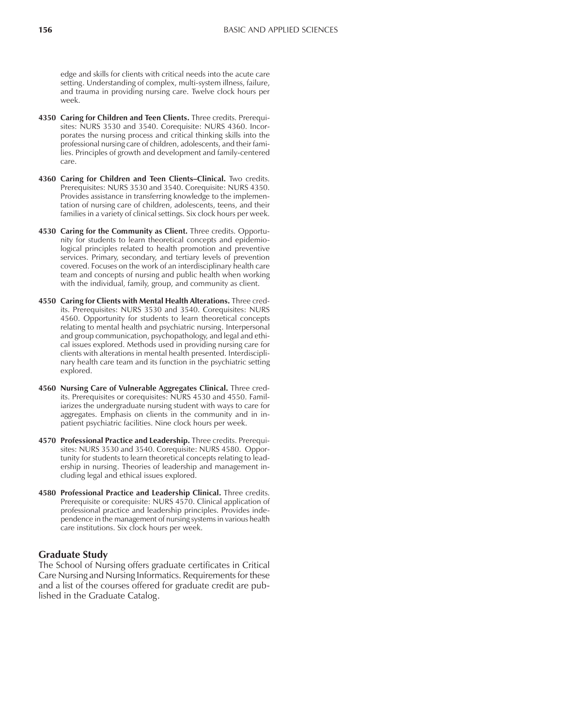edge and skills for clients with critical needs into the acute care setting. Understanding of complex, multi-system illness, failure, and trauma in providing nursing care. Twelve clock hours per week.

**4350 Caring for Children and Teen Clients.** Three credits. Prerequisites: NURS 3530 and 3540. Corequisite: NURS 4360. Incorporates the nursing process and critical thinking skills into the professional nursing care of children, adolescents, and their families. Principles of growth and development and family-centered care.

**4360 Caring for Children and Teen Clients–Clinical.** Two credits. Prerequisites: NURS 3530 and 3540. Corequisite: NURS 4350. Provides assistance in transferring knowledge to the implementation of nursing care of children, adolescents, teens, and their families in a variety of clinical settings. Six clock hours per week.

**4530 Caring for the Community as Client.** Three credits. Opportunity for students to learn theoretical concepts and epidemiological principles related to health promotion and preventive services. Primary, secondary, and tertiary levels of prevention covered. Focuses on the work of an interdisciplinary health care team and concepts of nursing and public health when working with the individual, family, group, and community as client.

**4550 Caring for Clients with Mental Health Alterations.** Three credits. Prerequisites: NURS 3530 and 3540. Corequisites: NURS 4560. Opportunity for students to learn theoretical concepts relating to mental health and psychiatric nursing. Interpersonal and group communication, psychopathology, and legal and ethical issues explored. Methods used in providing nursing care for clients with alterations in mental health presented. Interdisciplinary health care team and its function in the psychiatric setting explored.

**4560 Nursing Care of Vulnerable Aggregates Clinical.** Three credits. Prerequisites or corequisites: NURS 4530 and 4550. Familiarizes the undergraduate nursing student with ways to care for aggregates. Emphasis on clients in the community and in inpatient psychiatric facilities. Nine clock hours per week.

**4570 Professional Practice and Leadership.** Three credits. Prerequisites: NURS 3530 and 3540. Corequisite: NURS 4580. Opportunity for students to learn theoretical concepts relating to leadership in nursing. Theories of leadership and management including legal and ethical issues explored.

**4580 Professional Practice and Leadership Clinical.** Three credits. Prerequisite or corequisite: NURS 4570. Clinical application of professional practice and leadership principles. Provides independence in the management of nursing systems in various health care institutions. Six clock hours per week.

## Graduate Study

The School of Nursing offers graduate certificates in Critical Care Nursing and Nursing Informatics. Requirements for these and a list of the courses offered for graduate credit are published in the Graduate Catalog.